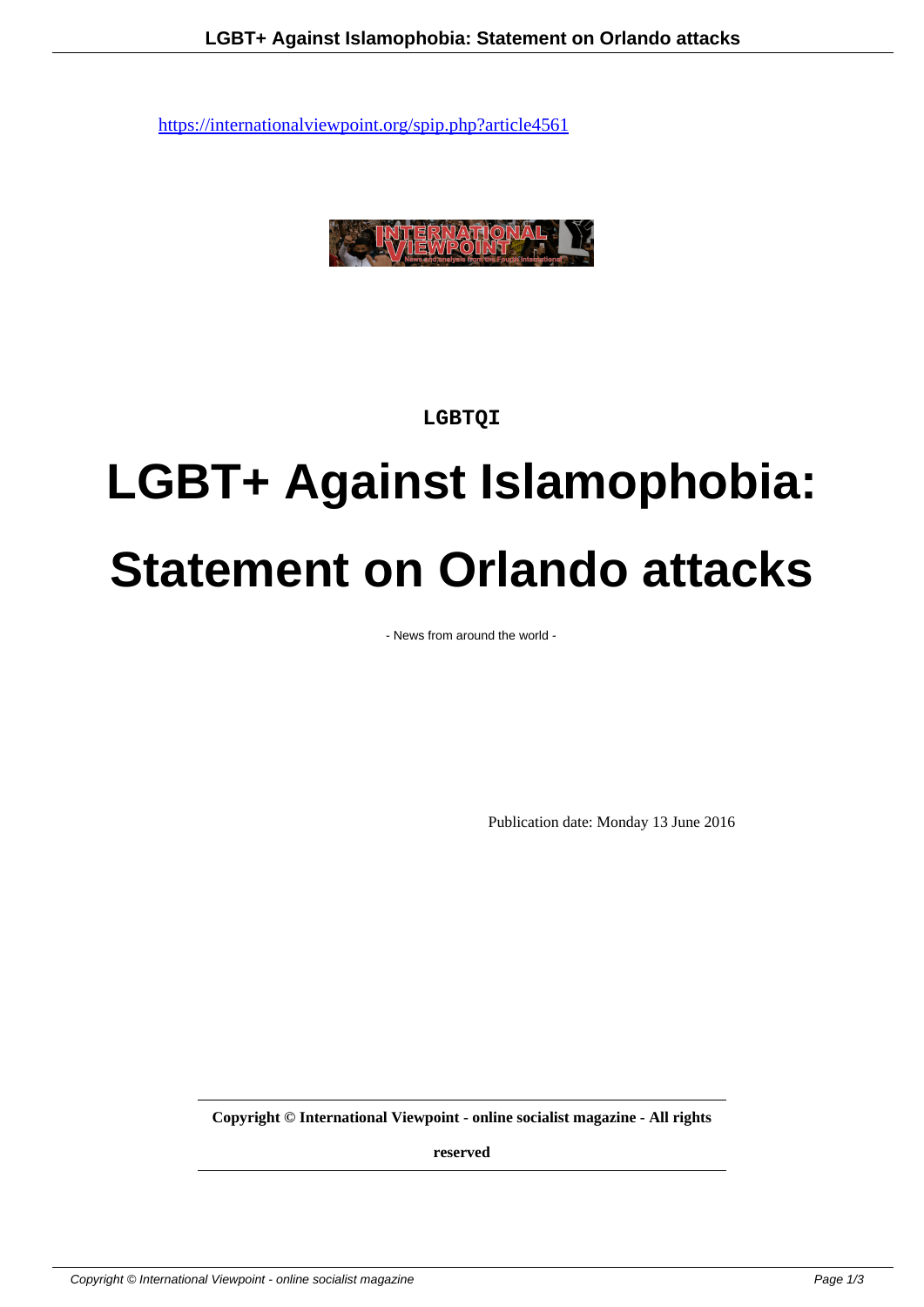https://internationalviewpoint.org/spip.php?article4561

**LGBTQI**

# LGBT+ Against Islamophobia: Statement on Orlando attacks

- News from around the world -

Publication date: Monday 13 June 2016

**Copyright © International Viewpoint - online socialist magazine - All rights reserved**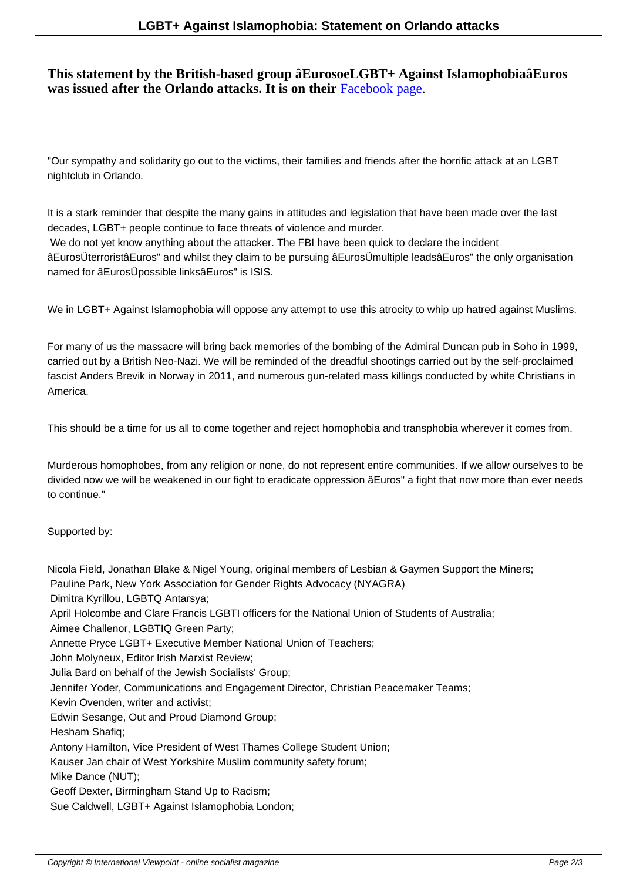**This statement by the British-based group âEurosoeLGBT+ Against IslamophobiaâEuros was issued after the Orlando attacks. It is on their Facebook page.**

"Our sympathy and solidarity go out to the victims, their families and friends after the horrific attack at an LGBT nightclub in Orlando.

It is a stark reminder that despite the many gains in attitudes and legislation that have been made over the last decades, LGBT+ people continue to face threats of violence and murder.

We do not yet know anything about the attacker. The FBI have been quick to declare the incident âEurosÜterroristâEuros" and whilst they claim to be pursuing âEurosÜmultiple leadsâEuros" the only organisation named for âEurosÜpossible linksâEuros" is ISIS.

We in LGBT+ Against Islamophobia will oppose any attempt to use this atrocity to whip up hatred against Muslims.

For many of us the massacre will bring back memories of the bombing of the Admiral Duncan pub in Soho in 1999, carried out by a British Neo-Nazi. We will be reminded of the dreadful shootings carried out by the self-proclaimed fascist Anders Brevik in Norway in 2011, and numerous gun-related mass killings conducted by white Christians in America.

This should be a time for us all to come together and reject homophobia and transphobia wherever it comes from.

Murderous homophobes, from any religion or none, do not represent entire communities. If we allow ourselves to be divided now we will be weakened in our fight to eradicate oppression âEuros" a fight that now more than ever needs to continue."

Supported by:

Nicola Field, Jonathan Blake & Nigel Young, original members of Lesbian & Gaymen Support the Miners;
Pauline Park, New York Association for Gender Rights Advocacy (NYAGRA)
Dimitra Kyrillou, LGBTQ Antarsya;
April Holcombe and Clare Francis LGBTI officers for the National Union of Students of Australia;
Aimee Challenor, LGBTIQ Green Party;
Annette Pryce LGBT+ Executive Member National Union of Teachers;
John Molyneux, Editor Irish Marxist Review;
Julia Bard on behalf of the Jewish Socialists' Group;
Jennifer Yoder, Communications and Engagement Director, Christian Peacemaker Teams;
Kevin Ovenden, writer and activist;
Edwin Sesange, Out and Proud Diamond Group;
Hesham Shafiq;
Antony Hamilton, Vice President of West Thames College Student Union;
Kauser Jan chair of West Yorkshire Muslim community safety forum;
Mike Dance (NUT);
Geoff Dexter, Birmingham Stand Up to Racism;
Sue Caldwell, LGBT+ Against Islamophobia London;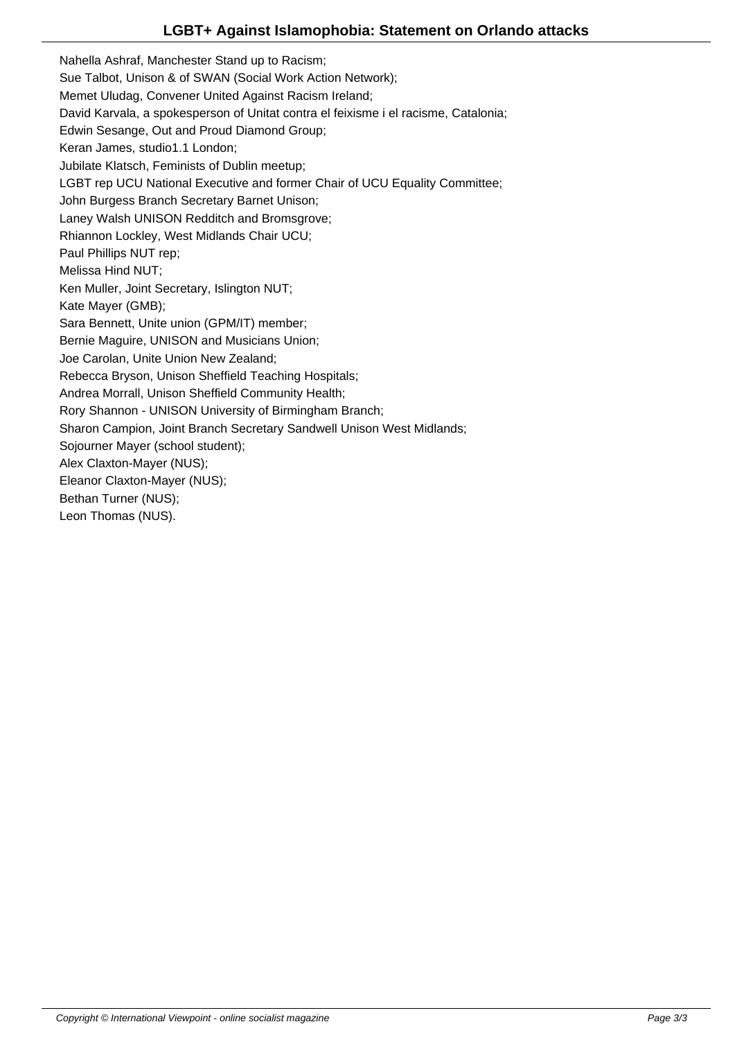Nahella Ashraf, Manchester Stand up to Racism;
Sue Talbot, Unison & of SWAN (Social Work Action Network);
Memet Uludag, Convener United Against Racism Ireland;
David Karvala, a spokesperson of Unitat contra el feixisme i el racisme, Catalonia;
Edwin Sesange, Out and Proud Diamond Group;
Keran James, studio1.1 London;
Jubilate Klatsch, Feminists of Dublin meetup;
LGBT rep UCU National Executive and former Chair of UCU Equality Committee;
John Burgess Branch Secretary Barnet Unison;
Laney Walsh UNISON Redditch and Bromsgrove;
Rhiannon Lockley, West Midlands Chair UCU;
Paul Phillips NUT rep;
Melissa Hind NUT;
Ken Muller, Joint Secretary, Islington NUT;
Kate Mayer (GMB);
Sara Bennett, Unite union (GPM/IT) member;
Bernie Maguire, UNISON and Musicians Union;
Joe Carolan, Unite Union New Zealand;
Rebecca Bryson, Unison Sheffield Teaching Hospitals;
Andrea Morrall, Unison Sheffield Community Health;
Rory Shannon - UNISON University of Birmingham Branch;
Sharon Campion, Joint Branch Secretary Sandwell Unison West Midlands;
Sojourner Mayer (school student);
Alex Claxton-Mayer (NUS);
Eleanor Claxton-Mayer (NUS);
Bethan Turner (NUS);
Leon Thomas (NUS).